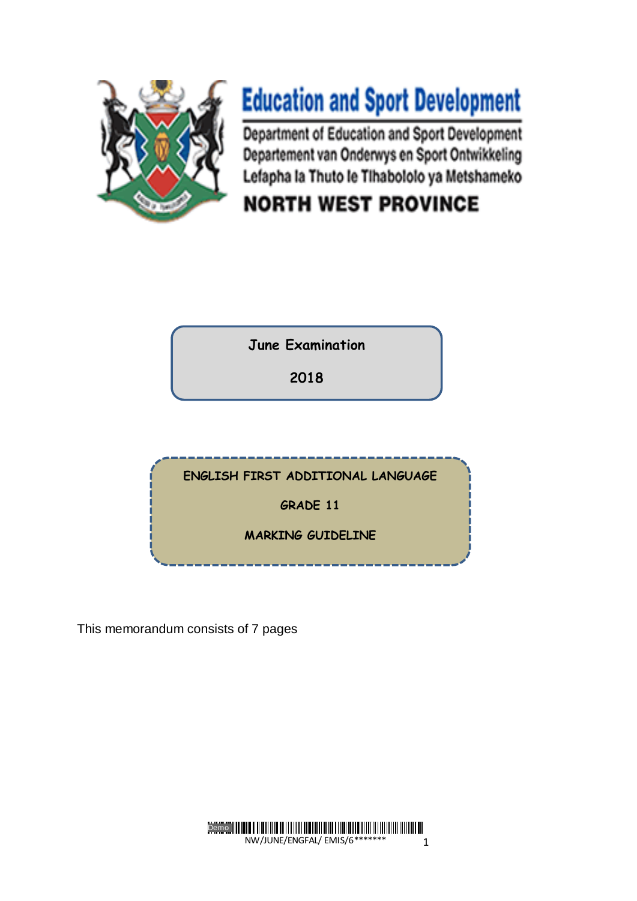# Education and Sport Development

Department of Education and Sport Development
Departement van Onderwys en Sport Ontwikkeling
Lefapha la Thuto le Tlhabololo ya Metshameko

**NORTH WEST PROVINCE**

**June Examination**

**2018**

**ENGLISH FIRST ADDITIONAL LANGUAGE**

**GRADE 11**

**MARKING GUIDELINE**

This memorandum consists of 7 pages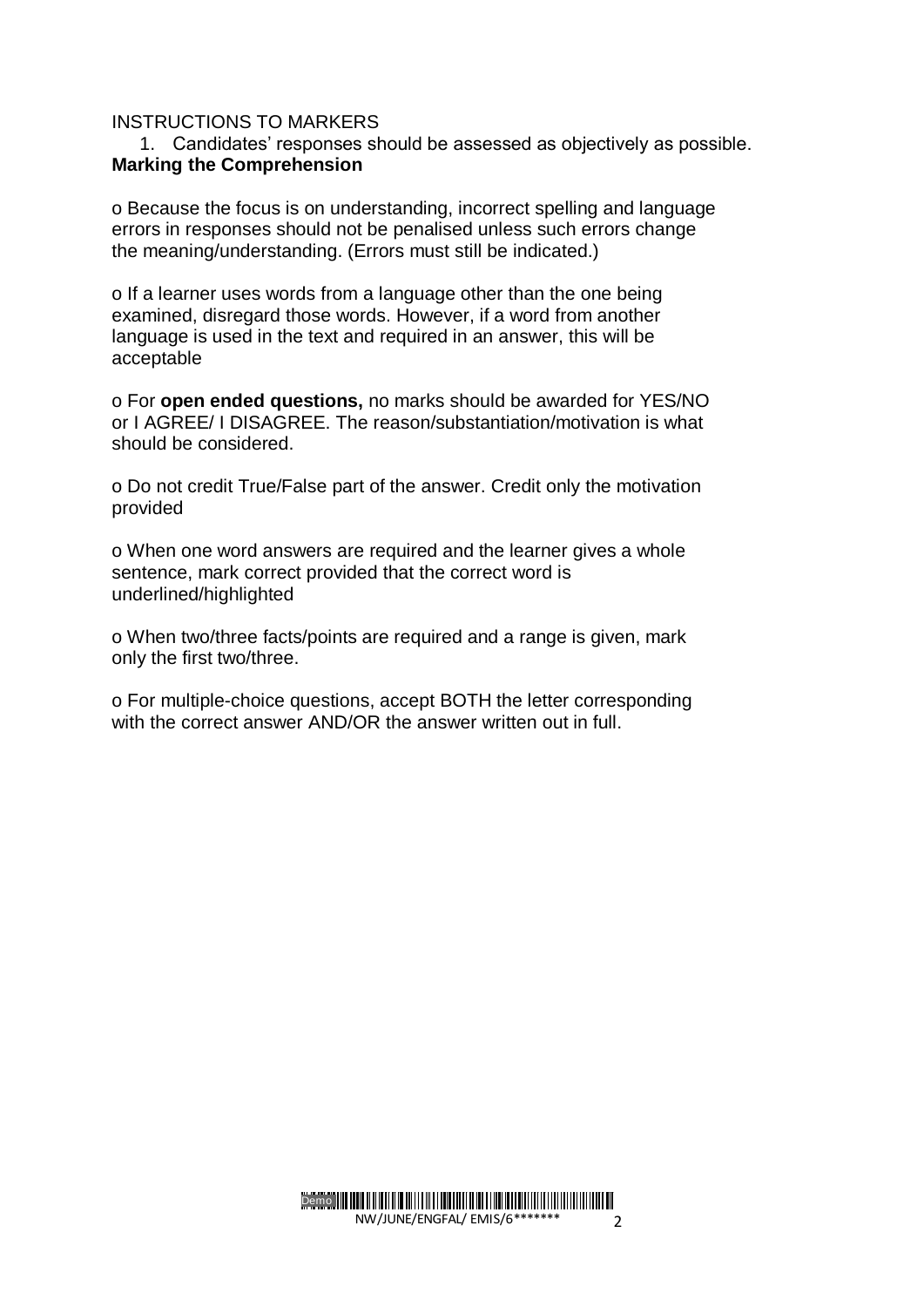INSTRUCTIONS TO MARKERS

1. Candidates' responses should be assessed as objectively as possible.

**Marking the Comprehension**

- Because the focus is on understanding, incorrect spelling and language errors in responses should not be penalised unless such errors change the meaning/understanding. (Errors must still be indicated.)

- If a learner uses words from a language other than the one being examined, disregard those words. However, if a word from another language is used in the text and required in an answer, this will be acceptable

- For **open ended questions,** no marks should be awarded for YES/NO or I AGREE/ I DISAGREE. The reason/substantiation/motivation is what should be considered.

- Do not credit True/False part of the answer. Credit only the motivation provided

- When one word answers are required and the learner gives a whole sentence, mark correct provided that the correct word is underlined/highlighted

- When two/three facts/points are required and a range is given, mark only the first two/three.

- For multiple-choice questions, accept BOTH the letter corresponding with the correct answer AND/OR the answer written out in full.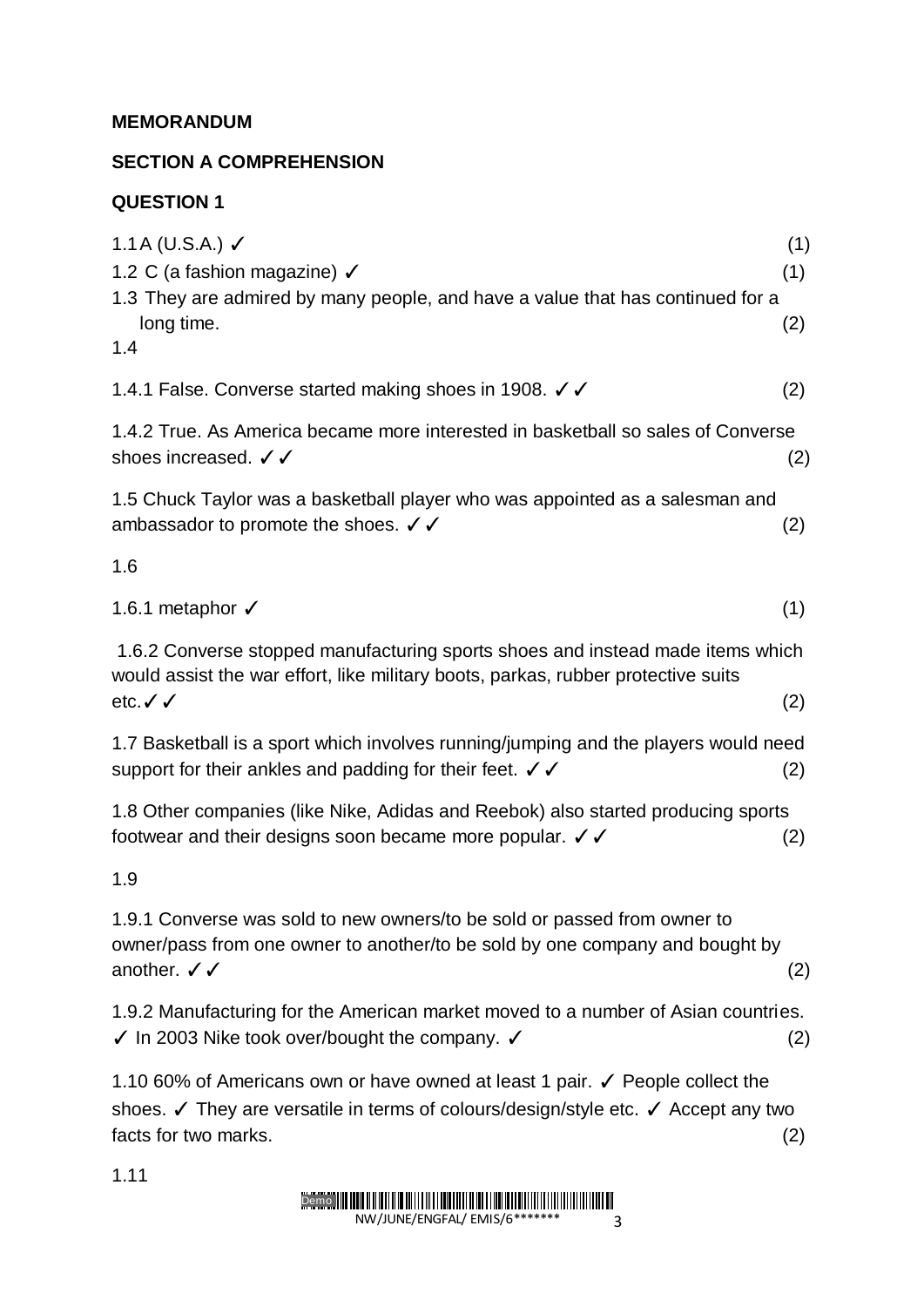**MEMORANDUM**

**SECTION A COMPREHENSION**

**QUESTION 1**

1.1 A (U.S.A.) ✓ (1)

1.2 C (a fashion magazine) ✓ (1)

1.3 They are admired by many people, and have a value that has continued for a long time. (2)

1.4

1.4.1 False. Converse started making shoes in 1908. ✓✓ (2)

1.4.2 True. As America became more interested in basketball so sales of Converse shoes increased. ✓✓ (2)

1.5 Chuck Taylor was a basketball player who was appointed as a salesman and ambassador to promote the shoes. ✓✓ (2)

1.6

1.6.1 metaphor ✓ (1)

1.6.2 Converse stopped manufacturing sports shoes and instead made items which would assist the war effort, like military boots, parkas, rubber protective suits etc.✓✓ (2)

1.7 Basketball is a sport which involves running/jumping and the players would need support for their ankles and padding for their feet. ✓✓ (2)

1.8 Other companies (like Nike, Adidas and Reebok) also started producing sports footwear and their designs soon became more popular. ✓✓ (2)

1.9

1.9.1 Converse was sold to new owners/to be sold or passed from owner to owner/pass from one owner to another/to be sold by one company and bought by another. ✓✓ (2)

1.9.2 Manufacturing for the American market moved to a number of Asian countries. ✓ In 2003 Nike took over/bought the company. ✓ (2)

1.10 60% of Americans own or have owned at least 1 pair. ✓ People collect the shoes. ✓ They are versatile in terms of colours/design/style etc. ✓ Accept any two facts for two marks. (2)

1.11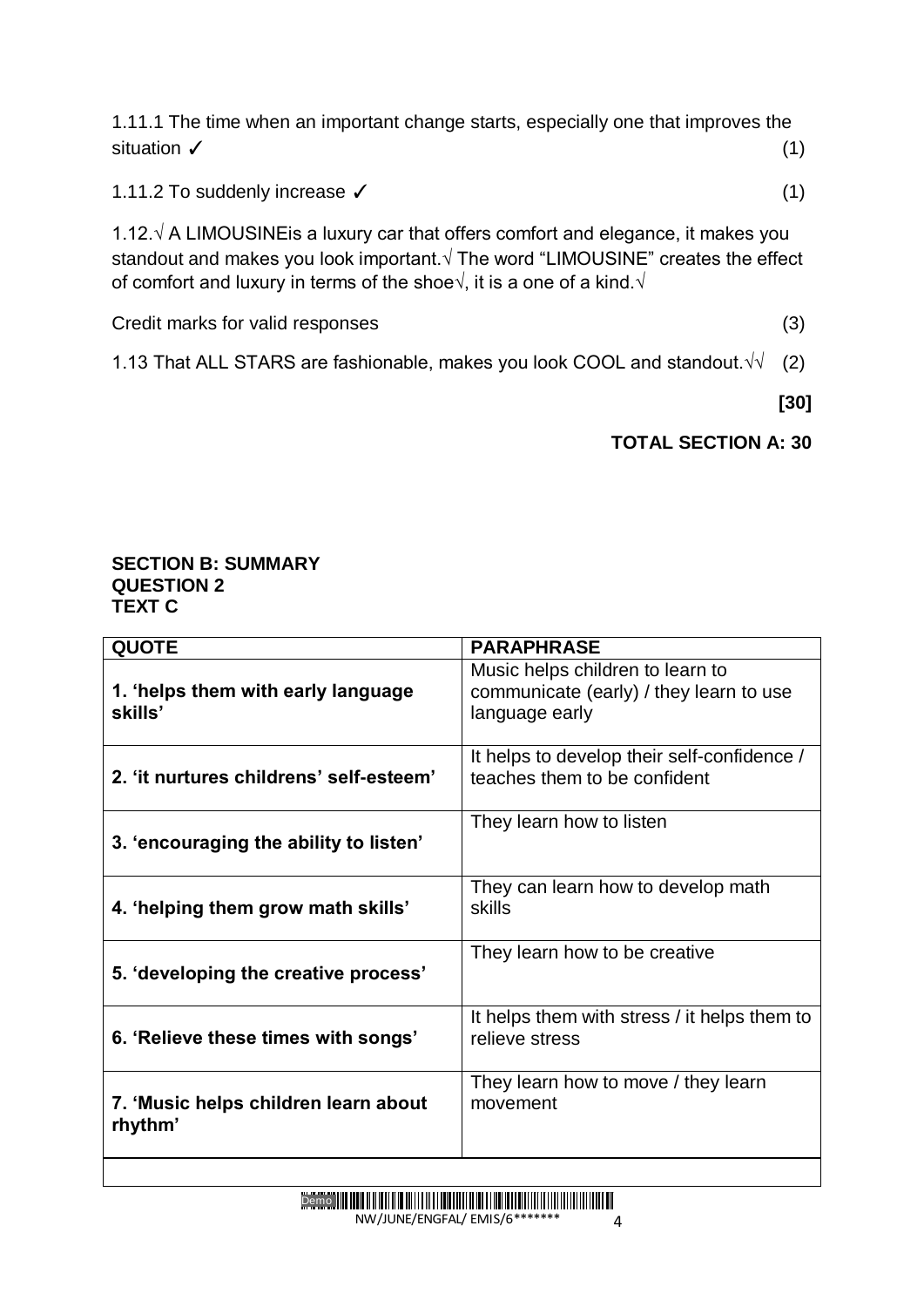1.11.1 The time when an important change starts, especially one that improves the situation ✓ (1)

1.11.2 To suddenly increase ✓ (1)

1.12.√ A LIMOUSINEis a luxury car that offers comfort and elegance, it makes you standout and makes you look important.√ The word "LIMOUSINE" creates the effect of comfort and luxury in terms of the shoe√, it is a one of a kind.√

Credit marks for valid responses (3)

1.13 That ALL STARS are fashionable, makes you look COOL and standout.√√ (2)

**[30]**

**TOTAL SECTION A: 30**

**SECTION B: SUMMARY**
**QUESTION 2**
**TEXT C**

| QUOTE | PARAPHRASE |
|---|---|
| **1. 'helps them with early language skills'** | Music helps children to learn to communicate (early) / they learn to use language early |
| **2. 'it nurtures childrens' self-esteem'** | It helps to develop their self-confidence / teaches them to be confident |
| **3. 'encouraging the ability to listen'** | They learn how to listen |
| **4. 'helping them grow math skills'** | They can learn how to develop math skills |
| **5. 'developing the creative process'** | They learn how to be creative |
| **6. 'Relieve these times with songs'** | It helps them with stress / it helps them to relieve stress |
| **7. 'Music helps children learn about rhythm'** | They learn how to move / they learn movement |
| | |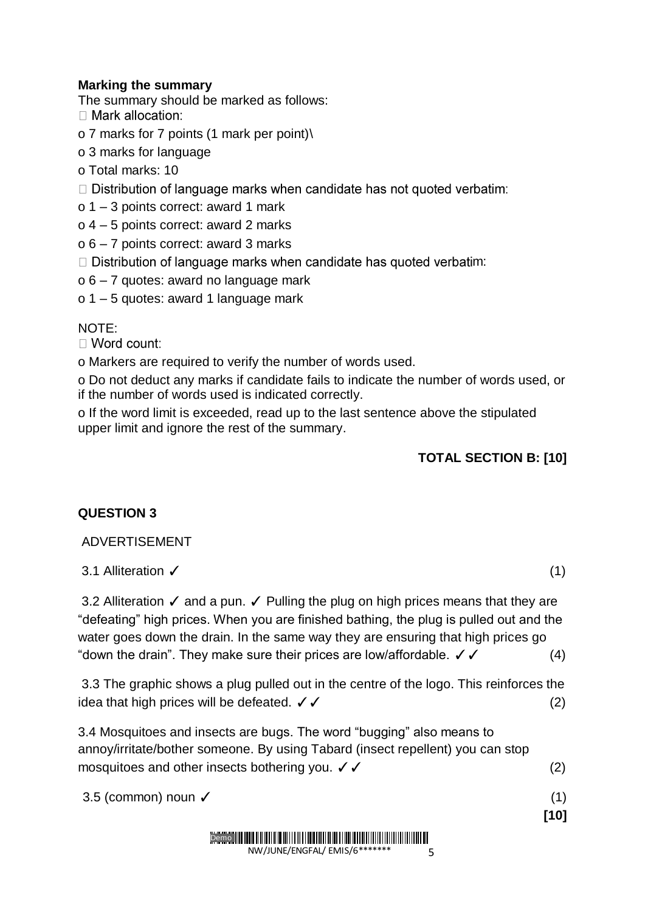**Marking the summary**

The summary should be marked as follows:

- Mark allocation:
  - o 7 marks for 7 points (1 mark per point)\
  - o 3 marks for language
  - o Total marks: 10
- Distribution of language marks when candidate has not quoted verbatim:
  - o 1 – 3 points correct: award 1 mark
  - o 4 – 5 points correct: award 2 marks
  - o 6 – 7 points correct: award 3 marks
- Distribution of language marks when candidate has quoted verbatim:
  - o 6 – 7 quotes: award no language mark
  - o 1 – 5 quotes: award 1 language mark

NOTE:

- Word count:
  - o Markers are required to verify the number of words used.
  - o Do not deduct any marks if candidate fails to indicate the number of words used, or if the number of words used is indicated correctly.
  - o If the word limit is exceeded, read up to the last sentence above the stipulated upper limit and ignore the rest of the summary.

**TOTAL SECTION B: [10]**

**QUESTION 3**

ADVERTISEMENT

3.1 Alliteration ✓ (1)

3.2 Alliteration ✓ and a pun. ✓ Pulling the plug on high prices means that they are "defeating" high prices. When you are finished bathing, the plug is pulled out and the water goes down the drain. In the same way they are ensuring that high prices go "down the drain". They make sure their prices are low/affordable. ✓✓ (4)

3.3 The graphic shows a plug pulled out in the centre of the logo. This reinforces the idea that high prices will be defeated. ✓✓ (2)

3.4 Mosquitoes and insects are bugs. The word "bugging" also means to annoy/irritate/bother someone. By using Tabard (insect repellent) you can stop mosquitoes and other insects bothering you. ✓✓ (2)

3.5 (common) noun ✓ (1)

**[10]**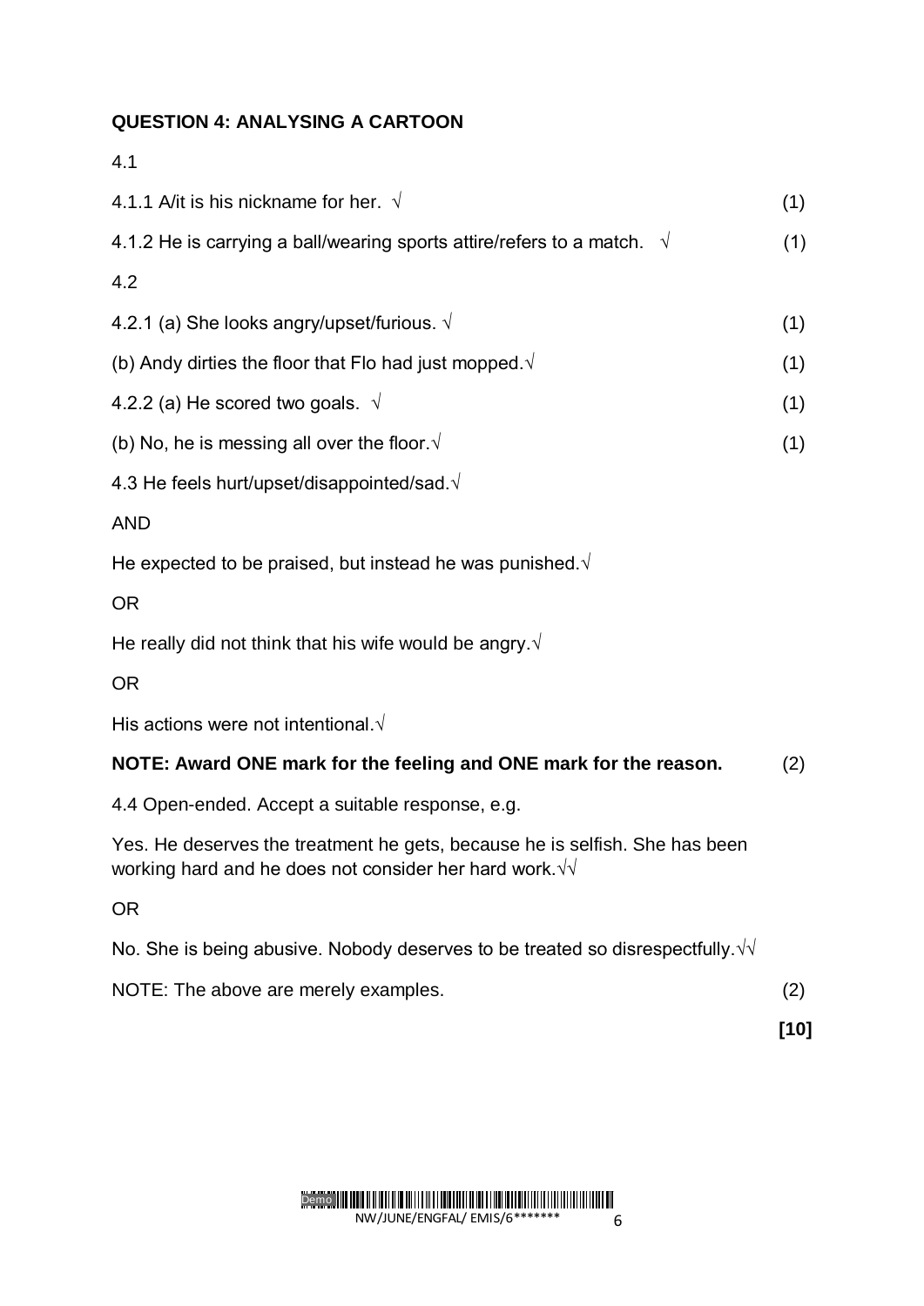**QUESTION 4: ANALYSING A CARTOON**

4.1

4.1.1 A/it is his nickname for her. √ (1)

4.1.2 He is carrying a ball/wearing sports attire/refers to a match. √ (1)

4.2

4.2.1 (a) She looks angry/upset/furious. √ (1)

(b) Andy dirties the floor that Flo had just mopped.√ (1)

4.2.2 (a) He scored two goals. √ (1)

(b) No, he is messing all over the floor.√ (1)

4.3 He feels hurt/upset/disappointed/sad.√

AND

He expected to be praised, but instead he was punished.√

OR

He really did not think that his wife would be angry.√

OR

His actions were not intentional.√

**NOTE: Award ONE mark for the feeling and ONE mark for the reason.** (2)

4.4 Open-ended. Accept a suitable response, e.g.

Yes. He deserves the treatment he gets, because he is selfish. She has been working hard and he does not consider her hard work.√√

OR

No. She is being abusive. Nobody deserves to be treated so disrespectfully.√√

NOTE: The above are merely examples. (2)

**[10]**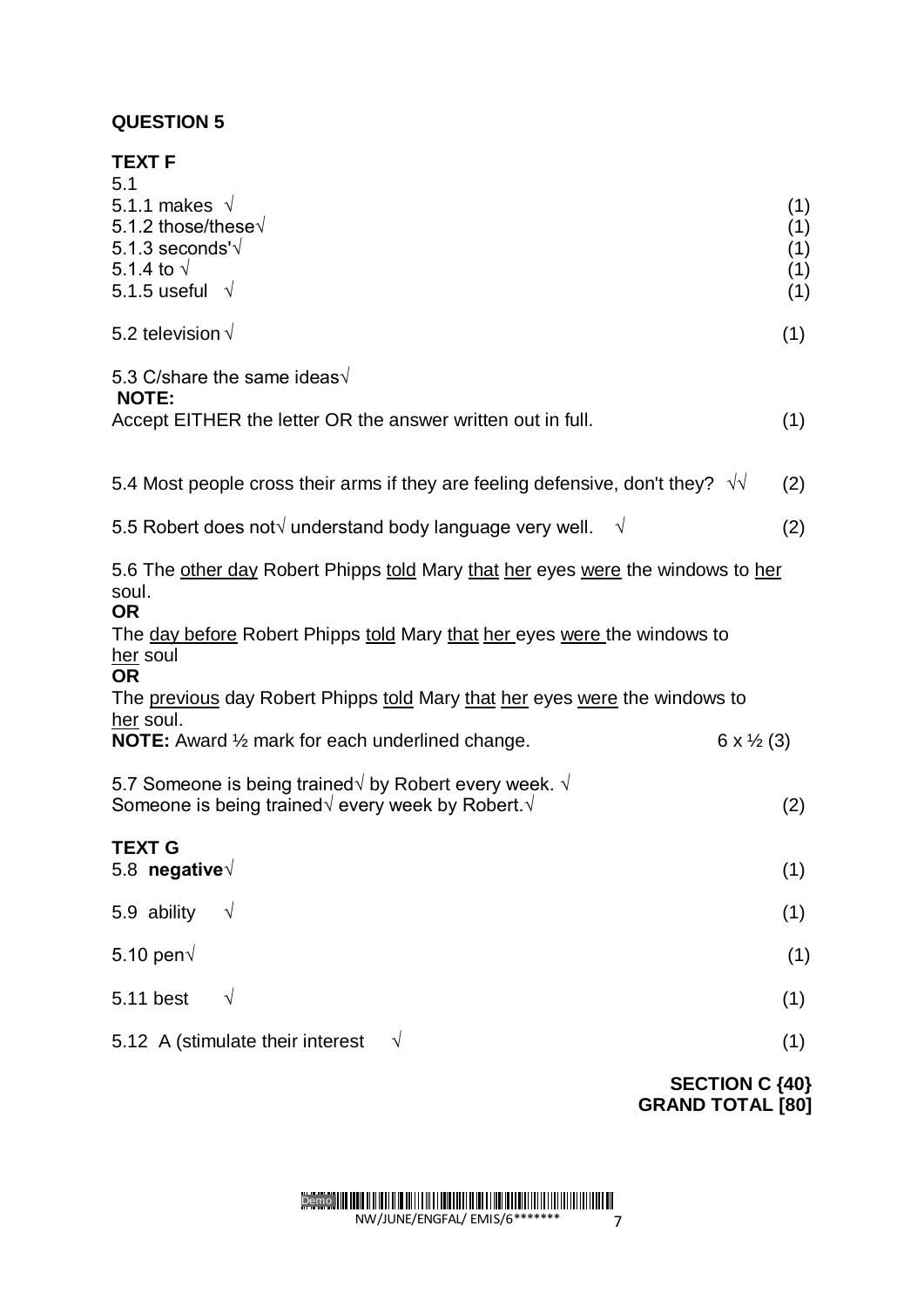**QUESTION 5**

**TEXT F**

5.1

5.1.1 makes √ (1)

5.1.2 those/these√ (1)

5.1.3 seconds'√ (1)

5.1.4 to √ (1)

5.1.5 useful √ (1)

5.2 television √ (1)

5.3 C/share the same ideas√

**NOTE:**

Accept EITHER the letter OR the answer written out in full. (1)

5.4 Most people cross their arms if they are feeling defensive, don't they? √√ (2)

5.5 Robert does not√ understand body language very well. √ (2)

5.6 The <u>other day</u> Robert Phipps <u>told</u> Mary <u>that</u> <u>her</u> eyes <u>were</u> the windows to <u>her</u> soul.

**OR**

The <u>day before</u> Robert Phipps <u>told</u> Mary <u>that</u> <u>her</u> eyes <u>were</u> the windows to <u>her</u> soul

**OR**

The <u>previous</u> day Robert Phipps <u>told</u> Mary <u>that</u> <u>her</u> eyes <u>were</u> the windows to <u>her</u> soul.

**NOTE:** Award ½ mark for each underlined change. 6 x ½ (3)

5.7 Someone is being trained√ by Robert every week. √

Someone is being trained√ every week by Robert.√ (2)

**TEXT G**

5.8 **negative**√ (1)

5.9 ability √ (1)

5.10 pen√ (1)

5.11 best √ (1)

5.12 A (stimulate their interest √ (1)

**SECTION C {40}**

**GRAND TOTAL [80]**